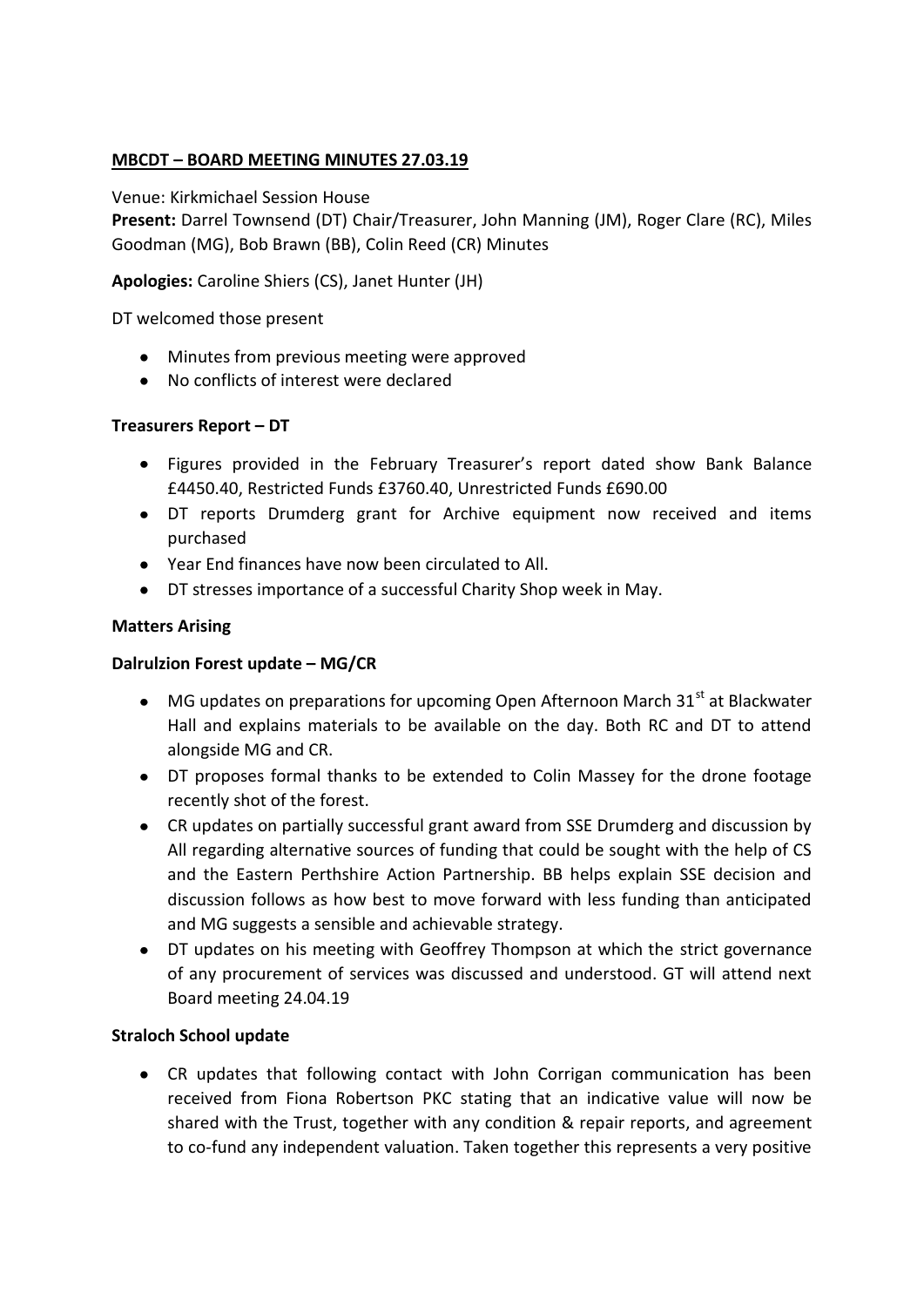**MBCDT – BOARD MEETING MINUTES 27.03.19**

Venue: Kirkmichael Session House

**Present:** Darrel Townsend (DT) Chair/Treasurer, John Manning (JM), Roger Clare (RC), Miles Goodman (MG), Bob Brawn (BB), Colin Reed (CR) Minutes

**Apologies:** Caroline Shiers (CS), Janet Hunter (JH)

DT welcomed those present

- Minutes from previous meeting were approved
- No conflicts of interest were declared

**Treasurers Report – DT**

- Figures provided in the February Treasurer's report dated show Bank Balance £4450.40, Restricted Funds £3760.40, Unrestricted Funds £690.00
- DT reports Drumderg grant for Archive equipment now received and items purchased
- Year End finances have now been circulated to All.
- DT stresses importance of a successful Charity Shop week in May.

**Matters Arising**

**Dalrulzion Forest update – MG/CR**

- MG updates on preparations for upcoming Open Afternoon March 31st at Blackwater Hall and explains materials to be available on the day. Both RC and DT to attend alongside MG and CR.
- DT proposes formal thanks to be extended to Colin Massey for the drone footage recently shot of the forest.
- CR updates on partially successful grant award from SSE Drumderg and discussion by All regarding alternative sources of funding that could be sought with the help of CS and the Eastern Perthshire Action Partnership. BB helps explain SSE decision and discussion follows as how best to move forward with less funding than anticipated and MG suggests a sensible and achievable strategy.
- DT updates on his meeting with Geoffrey Thompson at which the strict governance of any procurement of services was discussed and understood. GT will attend next Board meeting 24.04.19

**Straloch School update**

- CR updates that following contact with John Corrigan communication has been received from Fiona Robertson PKC stating that an indicative value will now be shared with the Trust, together with any condition & repair reports, and agreement to co-fund any independent valuation. Taken together this represents a very positive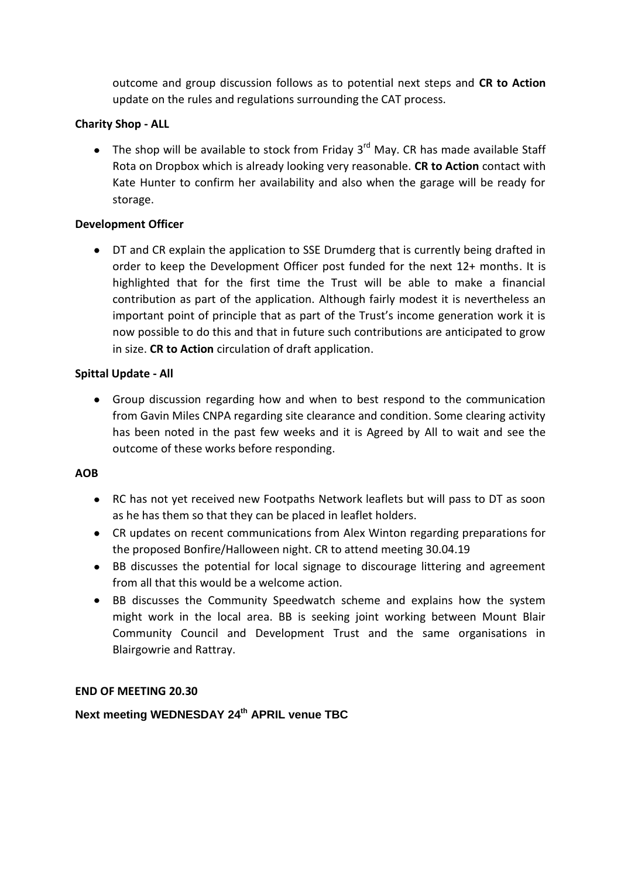outcome and group discussion follows as to potential next steps and **CR to Action** update on the rules and regulations surrounding the CAT process.

**Charity Shop - ALL**

- The shop will be available to stock from Friday 3rd May. CR has made available Staff Rota on Dropbox which is already looking very reasonable. **CR to Action** contact with Kate Hunter to confirm her availability and also when the garage will be ready for storage.

**Development Officer**

- DT and CR explain the application to SSE Drumderg that is currently being drafted in order to keep the Development Officer post funded for the next 12+ months. It is highlighted that for the first time the Trust will be able to make a financial contribution as part of the application. Although fairly modest it is nevertheless an important point of principle that as part of the Trust's income generation work it is now possible to do this and that in future such contributions are anticipated to grow in size. **CR to Action** circulation of draft application.

**Spittal Update - All**

- Group discussion regarding how and when to best respond to the communication from Gavin Miles CNPA regarding site clearance and condition. Some clearing activity has been noted in the past few weeks and it is Agreed by All to wait and see the outcome of these works before responding.

**AOB**

- RC has not yet received new Footpaths Network leaflets but will pass to DT as soon as he has them so that they can be placed in leaflet holders.
- CR updates on recent communications from Alex Winton regarding preparations for the proposed Bonfire/Halloween night. CR to attend meeting 30.04.19
- BB discusses the potential for local signage to discourage littering and agreement from all that this would be a welcome action.
- BB discusses the Community Speedwatch scheme and explains how the system might work in the local area. BB is seeking joint working between Mount Blair Community Council and Development Trust and the same organisations in Blairgowrie and Rattray.

**END OF MEETING 20.30**

**Next meeting WEDNESDAY 24th APRIL venue TBC**